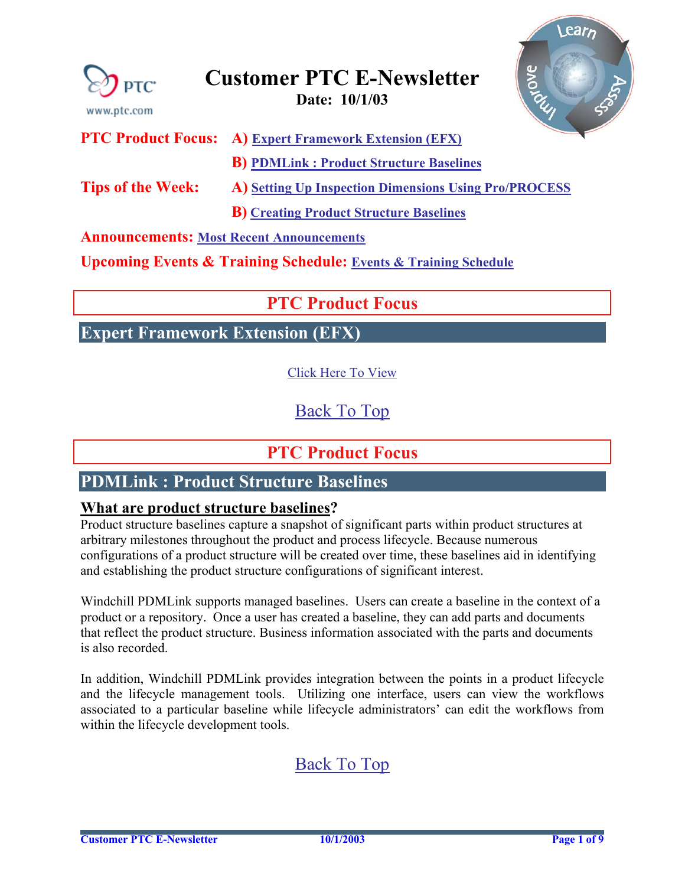# Customer PTC E-Newsletter

**Date: 10/1/03**

**PTC Product Focus:** **A)** Expert Framework Extension (EFX)

**B)** PDMLink : Product Structure Baselines

**Tips of the Week:** **A)** Setting Up Inspection Dimensions Using Pro/PROCESS

**B)** Creating Product Structure Baselines

**Announcements:** Most Recent Announcements

**Upcoming Events & Training Schedule:** Events & Training Schedule

## PTC Product Focus

### Expert Framework Extension (EFX)

Click Here To View

Back To Top

## PTC Product Focus

### PDMLink : Product Structure Baselines

**What are product structure baselines?**

Product structure baselines capture a snapshot of significant parts within product structures at arbitrary milestones throughout the product and process lifecycle. Because numerous configurations of a product structure will be created over time, these baselines aid in identifying and establishing the product structure configurations of significant interest.

Windchill PDMLink supports managed baselines. Users can create a baseline in the context of a product or a repository. Once a user has created a baseline, they can add parts and documents that reflect the product structure. Business information associated with the parts and documents is also recorded.

In addition, Windchill PDMLink provides integration between the points in a product lifecycle and the lifecycle management tools. Utilizing one interface, users can view the workflows associated to a particular baseline while lifecycle administrators' can edit the workflows from within the lifecycle development tools.

Back To Top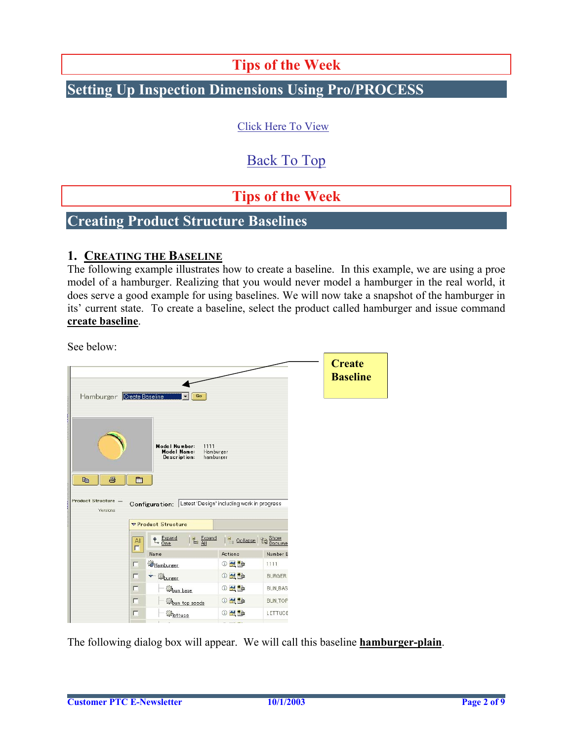# Tips of the Week

## Setting Up Inspection Dimensions Using Pro/PROCESS

Click Here To View

Back To Top

# Tips of the Week

## Creating Product Structure Baselines

### 1. Creating the Baseline

The following example illustrates how to create a baseline. In this example, we are using a proe model of a hamburger. Realizing that you would never model a hamburger in the real world, it does serve a good example for using baselines. We will now take a snapshot of the hamburger in its' current state. To create a baseline, select the product called hamburger and issue command **create baseline**.

See below:

**Create Baseline**

The following dialog box will appear. We will call this baseline **hamburger-plain**.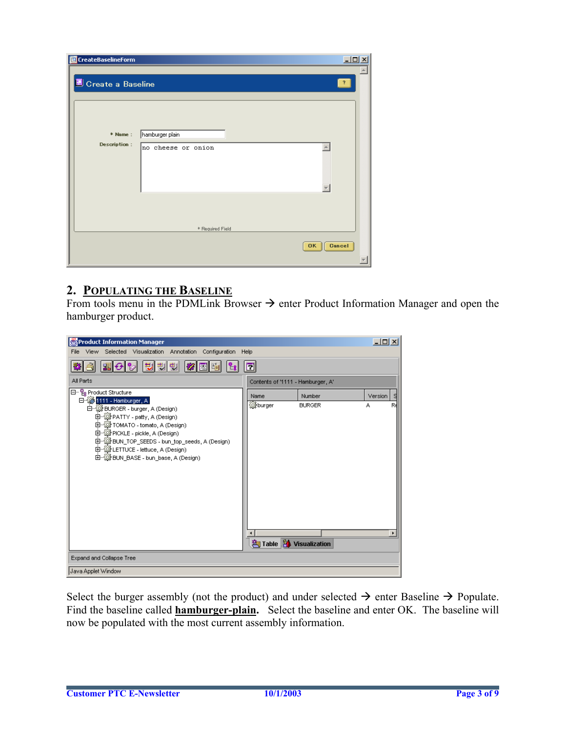## 2. POPULATING THE BASELINE

From tools menu in the PDMLink Browser → enter Product Information Manager and open the hamburger product.

Select the burger assembly (not the product) and under selected → enter Baseline → Populate. Find the baseline called **hamburger-plain**. Select the baseline and enter OK. The baseline will now be populated with the most current assembly information.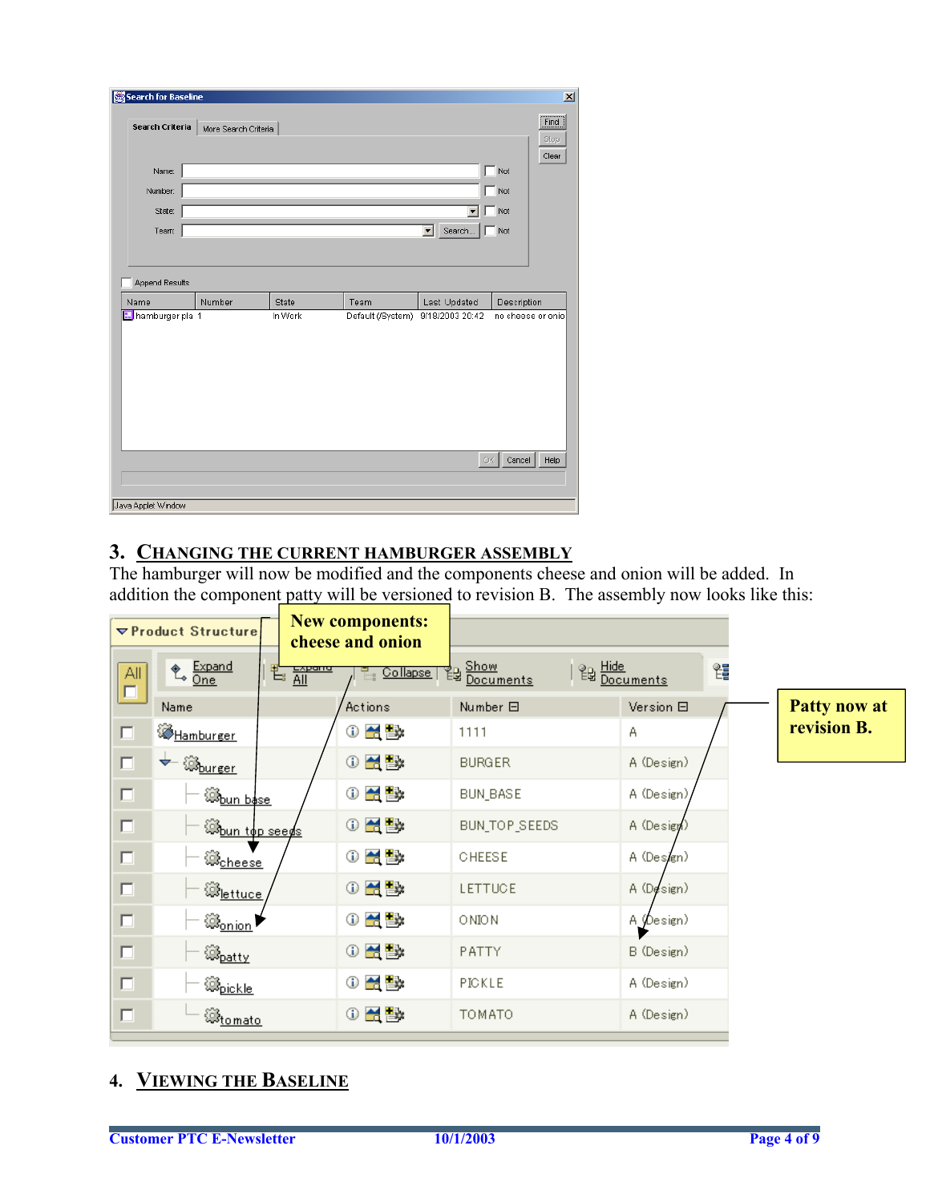## 3. Changing the Current Hamburger Assembly

The hamburger will now be modified and the components cheese and onion will be added. In addition the component patty will be versioned to revision B. The assembly now looks like this:

## 4. Viewing the Baseline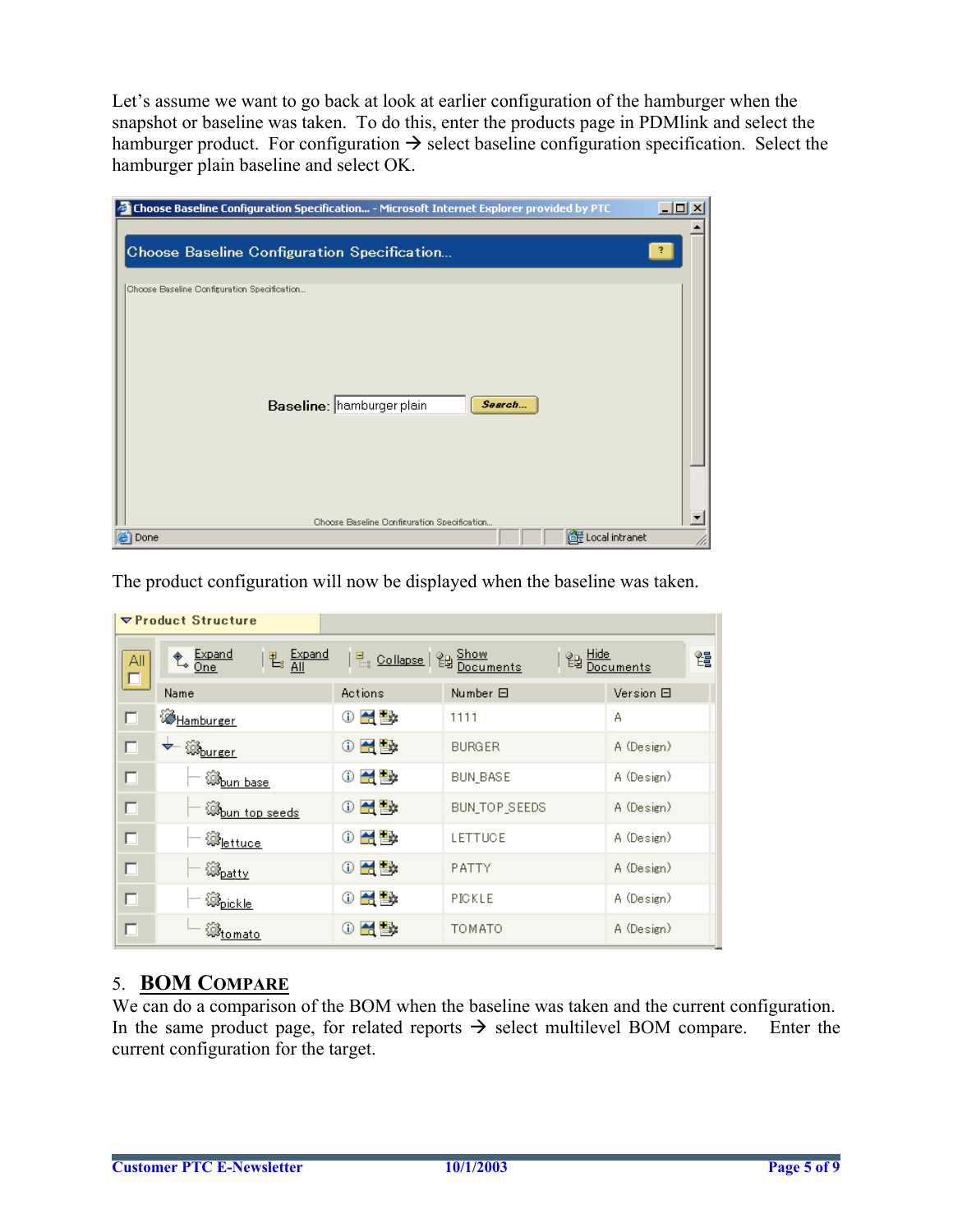Let's assume we want to go back at look at earlier configuration of the hamburger when the snapshot or baseline was taken. To do this, enter the products page in PDMlink and select the hamburger product. For configuration → select baseline configuration specification. Select the hamburger plain baseline and select OK.

Choose Baseline Configuration Specification... - Microsoft Internet Explorer provided by PTC

Choose Baseline Configuration Specification...

Baseline: hamburger plain Search...

The product configuration will now be displayed when the baseline was taken.

Product Structure

| Name | Actions | Number | Version |
|---|---|---|---|
| Hamburger | | 1111 | A |
| burger | | BURGER | A (Design) |
| bun base | | BUN_BASE | A (Design) |
| bun top seeds | | BUN_TOP_SEEDS | A (Design) |
| lettuce | | LETTUCE | A (Design) |
| patty | | PATTY | A (Design) |
| pickle | | PICKLE | A (Design) |
| tomato | | TOMATO | A (Design) |

## 5. BOM COMPARE

We can do a comparison of the BOM when the baseline was taken and the current configuration. In the same product page, for related reports → select multilevel BOM compare. Enter the current configuration for the target.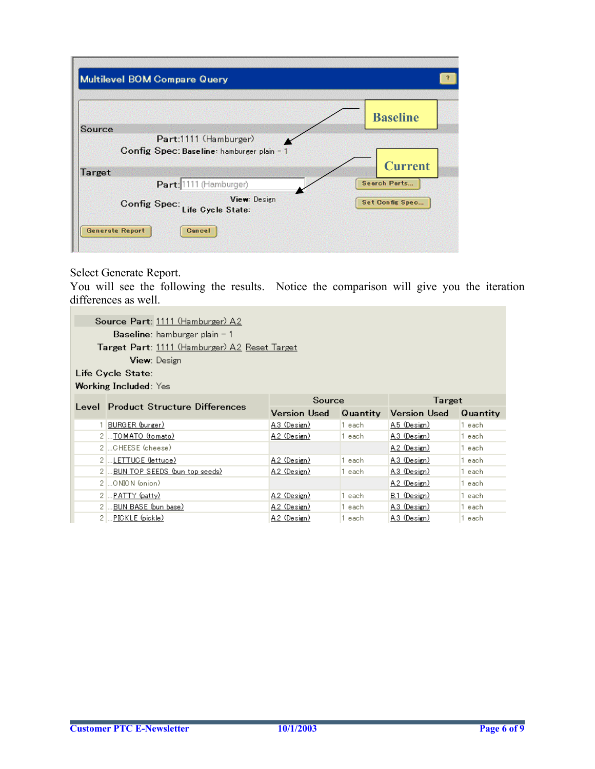**Multilevel BOM Compare Query**

Source

Part: 1111 (Hamburger)

Config Spec: **Baseline:** hamburger plain - 1

Target

Part: 1111 (Hamburger)

Config Spec: **View:** Design **Life Cycle State:**

Baseline

Current

Search Parts... | Set Config Spec... | Generate Report | Cancel

Select Generate Report.

You will see the following the results. Notice the comparison will give you the iteration differences as well.

**Source Part:** 1111 (Hamburger) A2

**Baseline:** hamburger plain - 1

**Target Part:** 1111 (Hamburger) A2 Reset Target

**View:** Design

**Life Cycle State:**

**Working Included:** Yes

| Level | Product Structure Differences | Source | | Target | |
|---|---|---|---|---|---|
| | | Version Used | Quantity | Version Used | Quantity |
| 1 | BURGER (burger) | A.3 (Design) | 1 each | A.5 (Design) | 1 each |
| 2 | ...TOMATO (tomato) | A.2 (Design) | 1 each | A.3 (Design) | 1 each |
| 2 | ...CHEESE (cheese) | | | A.2 (Design) | 1 each |
| 2 | ...LETTUCE (lettuce) | A.2 (Design) | 1 each | A.3 (Design) | 1 each |
| 2 | ...BUN TOP SEEDS (bun top seeds) | A.2 (Design) | 1 each | A.3 (Design) | 1 each |
| 2 | ...ONION (onion) | | | A.2 (Design) | 1 each |
| 2 | ...PATTY (patty) | A.2 (Design) | 1 each | B.1 (Design) | 1 each |
| 2 | ...BUN BASE (bun base) | A.2 (Design) | 1 each | A.3 (Design) | 1 each |
| 2 | ...PICKLE (pickle) | A.2 (Design) | 1 each | A.3 (Design) | 1 each |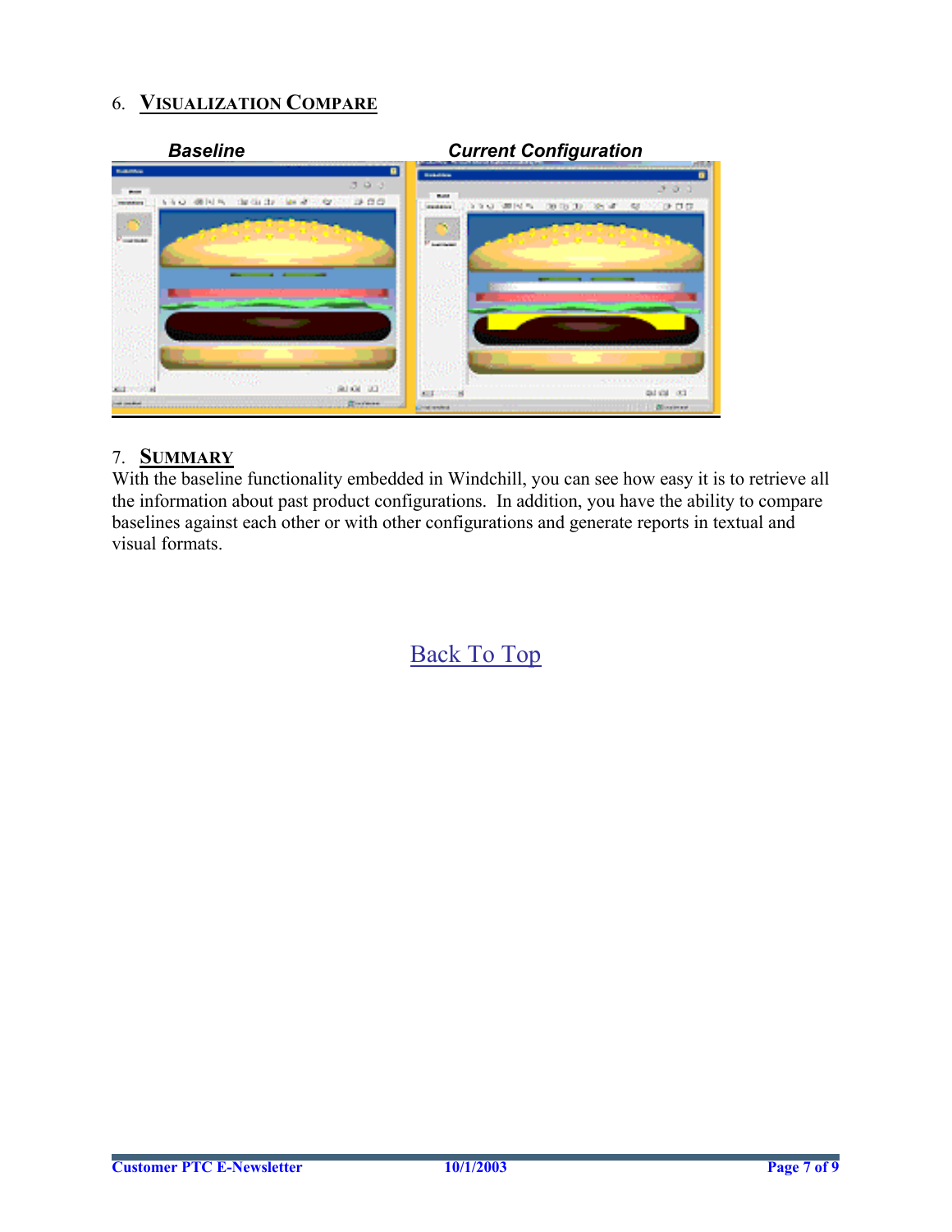## 6. Visualization Compare

*Baseline* *Current Configuration*

## 7. Summary

With the baseline functionality embedded in Windchill, you can see how easy it is to retrieve all the information about past product configurations. In addition, you have the ability to compare baselines against each other or with other configurations and generate reports in textual and visual formats.

Back To Top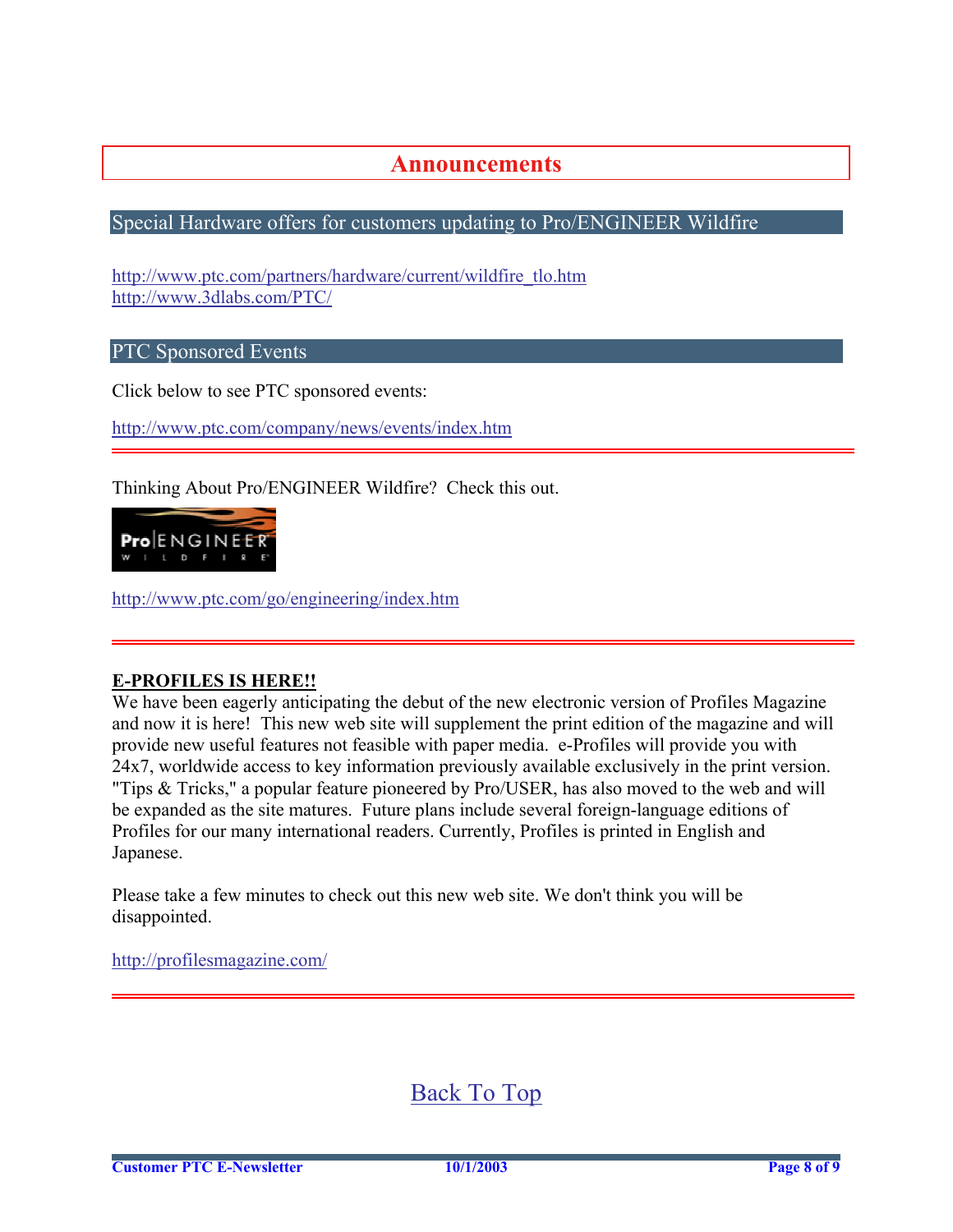# Announcements

## Special Hardware offers for customers updating to Pro/ENGINEER Wildfire

http://www.ptc.com/partners/hardware/current/wildfire_tlo.htm
http://www.3dlabs.com/PTC/

## PTC Sponsored Events

Click below to see PTC sponsored events:

http://www.ptc.com/company/news/events/index.htm

---

Thinking About Pro/ENGINEER Wildfire? Check this out.

http://www.ptc.com/go/engineering/index.htm

---

**E-PROFILES IS HERE!!**

We have been eagerly anticipating the debut of the new electronic version of Profiles Magazine and now it is here! This new web site will supplement the print edition of the magazine and will provide new useful features not feasible with paper media. e-Profiles will provide you with 24x7, worldwide access to key information previously available exclusively in the print version. "Tips & Tricks," a popular feature pioneered by Pro/USER, has also moved to the web and will be expanded as the site matures. Future plans include several foreign-language editions of Profiles for our many international readers. Currently, Profiles is printed in English and Japanese.

Please take a few minutes to check out this new web site. We don't think you will be disappointed.

http://profilesmagazine.com/

---

Back To Top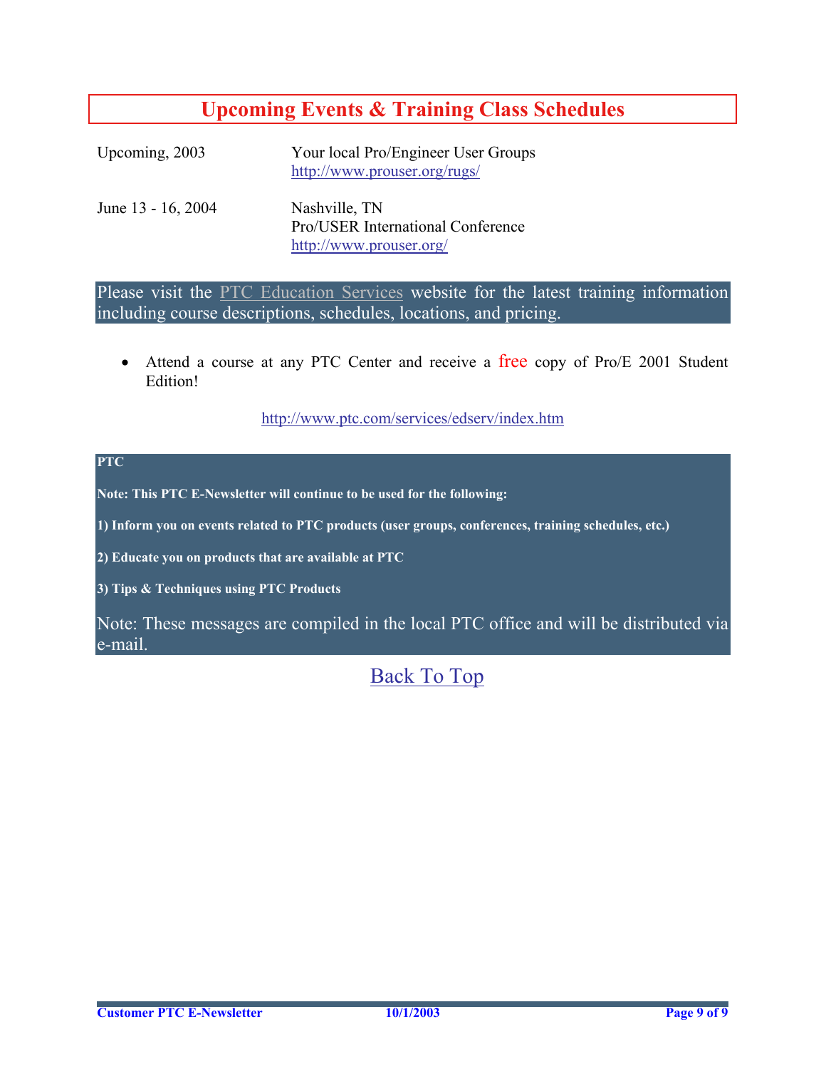## Upcoming Events & Training Class Schedules

| | |
|---|---|
| Upcoming, 2003 | Your local Pro/Engineer User Groups<br>http://www.prouser.org/rugs/ |
| June 13 - 16, 2004 | Nashville, TN<br>Pro/USER International Conference<br>http://www.prouser.org/ |

Please visit the PTC Education Services website for the latest training information including course descriptions, schedules, locations, and pricing.

- Attend a course at any PTC Center and receive a free copy of Pro/E 2001 Student Edition!

http://www.ptc.com/services/edserv/index.htm

**PTC**

**Note: This PTC E-Newsletter will continue to be used for the following:**

**1) Inform you on events related to PTC products (user groups, conferences, training schedules, etc.)**

**2) Educate you on products that are available at PTC**

**3) Tips & Techniques using PTC Products**

Note: These messages are compiled in the local PTC office and will be distributed via e-mail.

Back To Top